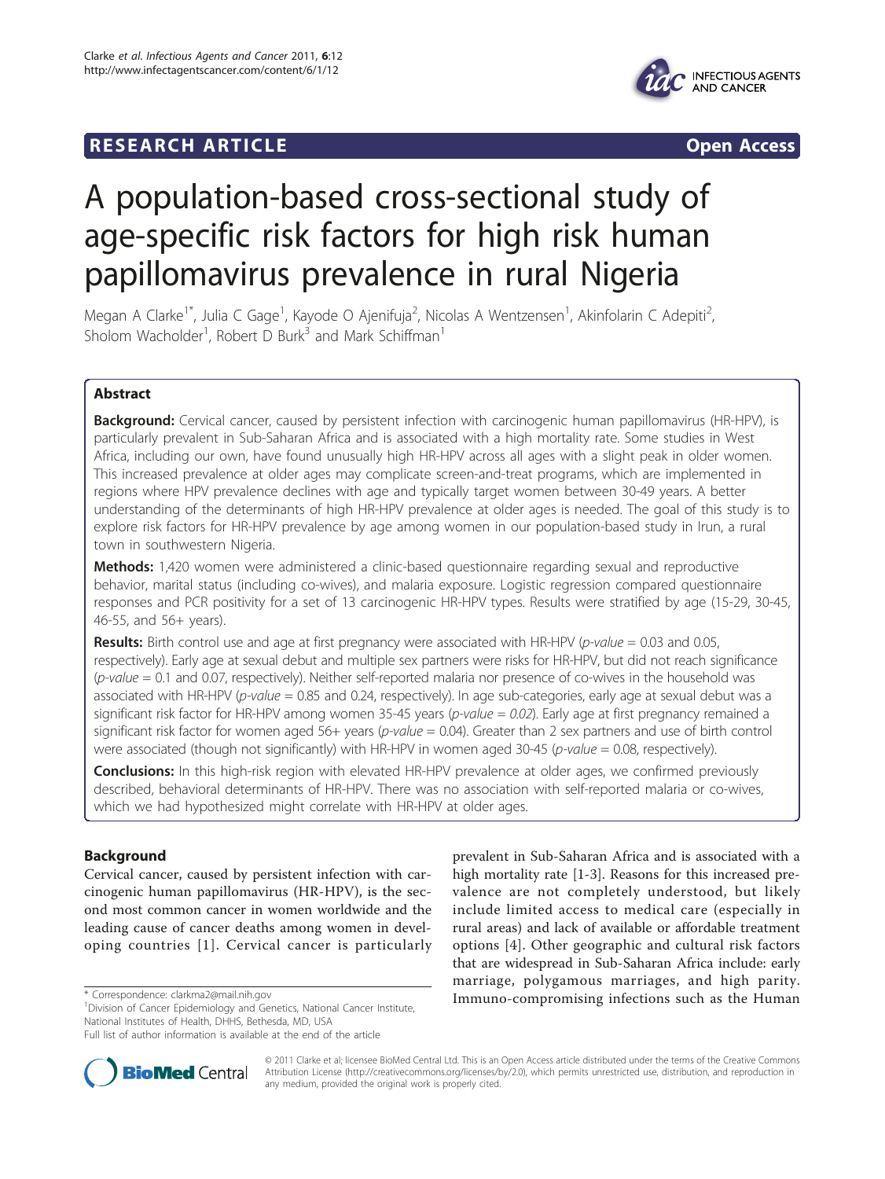RESEARCH ARTICLE **Open Access**

# A population-based cross-sectional study of age-specific risk factors for high risk human papillomavirus prevalence in rural Nigeria

Megan A Clarke[1*], Julia C Gage[1], Kayode O Ajenifuja[2], Nicolas A Wentzensen[1], Akinfolarin C Adepiti[2], Sholom Wacholder[1], Robert D Burk[3] and Mark Schiffman[1]

## Abstract

**Background:** Cervical cancer, caused by persistent infection with carcinogenic human papillomavirus (HR-HPV), is particularly prevalent in Sub-Saharan Africa and is associated with a high mortality rate. Some studies in West Africa, including our own, have found unusually high HR-HPV across all ages with a slight peak in older women. This increased prevalence at older ages may complicate screen-and-treat programs, which are implemented in regions where HPV prevalence declines with age and typically target women between 30-49 years. A better understanding of the determinants of high HR-HPV prevalence at older ages is needed. The goal of this study is to explore risk factors for HR-HPV prevalence by age among women in our population-based study in Irun, a rural town in southwestern Nigeria.

**Methods:** 1,420 women were administered a clinic-based questionnaire regarding sexual and reproductive behavior, marital status (including co-wives), and malaria exposure. Logistic regression compared questionnaire responses and PCR positivity for a set of 13 carcinogenic HR-HPV types. Results were stratified by age (15-29, 30-45, 46-55, and 56+ years).

**Results:** Birth control use and age at first pregnancy were associated with HR-HPV (*p-value* = 0.03 and 0.05, respectively). Early age at sexual debut and multiple sex partners were risks for HR-HPV, but did not reach significance (*p-value* = 0.1 and 0.07, respectively). Neither self-reported malaria nor presence of co-wives in the household was associated with HR-HPV (*p-value* = 0.85 and 0.24, respectively). In age sub-categories, early age at sexual debut was a significant risk factor for HR-HPV among women 35-45 years (*p-value = 0.02*). Early age at first pregnancy remained a significant risk factor for women aged 56+ years (*p-value* = 0.04). Greater than 2 sex partners and use of birth control were associated (though not significantly) with HR-HPV in women aged 30-45 (*p-value* = 0.08, respectively).

**Conclusions:** In this high-risk region with elevated HR-HPV prevalence at older ages, we confirmed previously described, behavioral determinants of HR-HPV. There was no association with self-reported malaria or co-wives, which we had hypothesized might correlate with HR-HPV at older ages.

## Background

Cervical cancer, caused by persistent infection with carcinogenic human papillomavirus (HR-HPV), is the second most common cancer in women worldwide and the leading cause of cancer deaths among women in developing countries [1]. Cervical cancer is particularly prevalent in Sub-Saharan Africa and is associated with a high mortality rate [1-3]. Reasons for this increased prevalence are not completely understood, but likely include limited access to medical care (especially in rural areas) and lack of available or affordable treatment options [4]. Other geographic and cultural risk factors that are widespread in Sub-Saharan Africa include: early marriage, polygamous marriages, and high parity. Immuno-compromising infections such as the Human

* Correspondence: clarkma2@mail.nih.gov
[1]Division of Cancer Epidemiology and Genetics, National Cancer Institute, National Institutes of Health, DHHS, Bethesda, MD, USA
Full list of author information is available at the end of the article

© 2011 Clarke et al; licensee BioMed Central Ltd. This is an Open Access article distributed under the terms of the Creative Commons Attribution License (http://creativecommons.org/licenses/by/2.0), which permits unrestricted use, distribution, and reproduction in any medium, provided the original work is properly cited.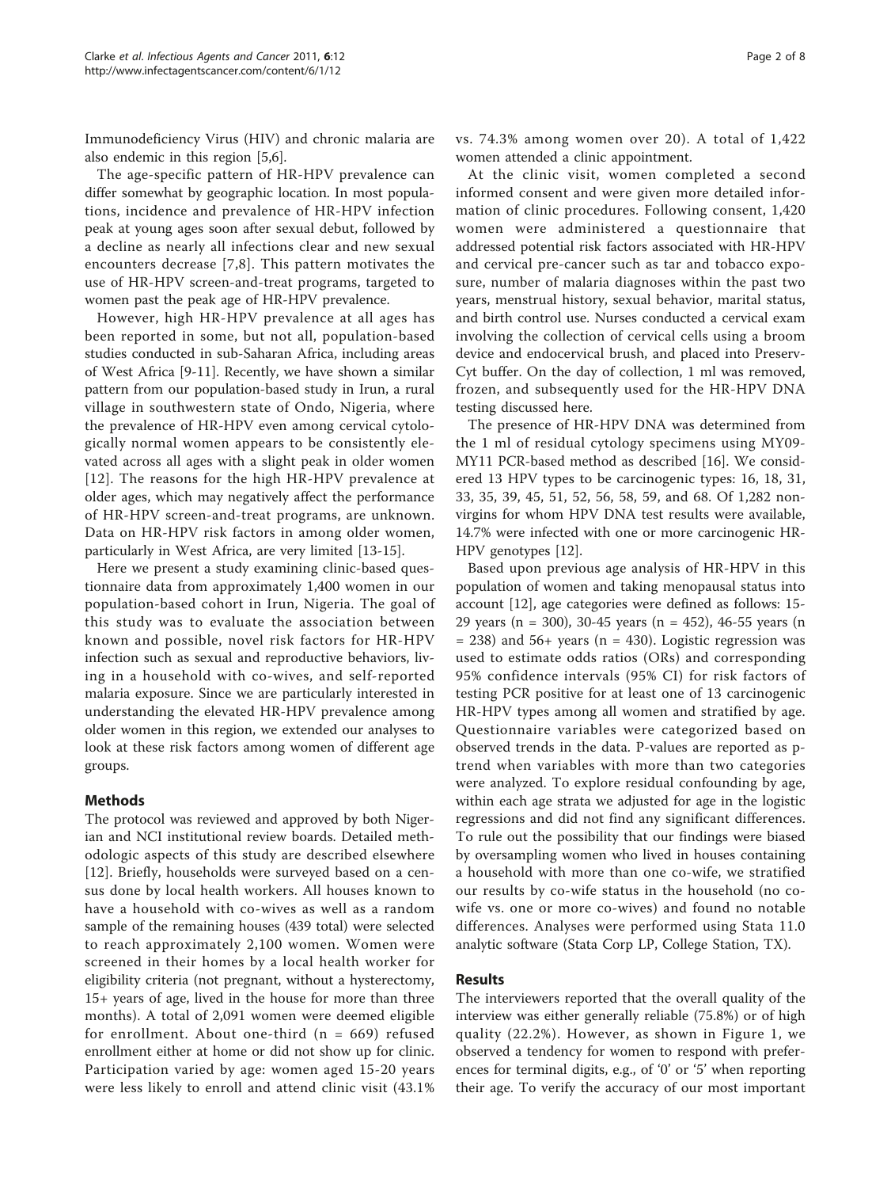Immunodeficiency Virus (HIV) and chronic malaria are also endemic in this region [5,6].

The age-specific pattern of HR-HPV prevalence can differ somewhat by geographic location. In most populations, incidence and prevalence of HR-HPV infection peak at young ages soon after sexual debut, followed by a decline as nearly all infections clear and new sexual encounters decrease [7,8]. This pattern motivates the use of HR-HPV screen-and-treat programs, targeted to women past the peak age of HR-HPV prevalence.

However, high HR-HPV prevalence at all ages has been reported in some, but not all, population-based studies conducted in sub-Saharan Africa, including areas of West Africa [9-11]. Recently, we have shown a similar pattern from our population-based study in Irun, a rural village in southwestern state of Ondo, Nigeria, where the prevalence of HR-HPV even among cervical cytologically normal women appears to be consistently elevated across all ages with a slight peak in older women [12]. The reasons for the high HR-HPV prevalence at older ages, which may negatively affect the performance of HR-HPV screen-and-treat programs, are unknown. Data on HR-HPV risk factors in among older women, particularly in West Africa, are very limited [13-15].

Here we present a study examining clinic-based questionnaire data from approximately 1,400 women in our population-based cohort in Irun, Nigeria. The goal of this study was to evaluate the association between known and possible, novel risk factors for HR-HPV infection such as sexual and reproductive behaviors, living in a household with co-wives, and self-reported malaria exposure. Since we are particularly interested in understanding the elevated HR-HPV prevalence among older women in this region, we extended our analyses to look at these risk factors among women of different age groups.

## Methods

The protocol was reviewed and approved by both Nigerian and NCI institutional review boards. Detailed methodologic aspects of this study are described elsewhere [12]. Briefly, households were surveyed based on a census done by local health workers. All houses known to have a household with co-wives as well as a random sample of the remaining houses (439 total) were selected to reach approximately 2,100 women. Women were screened in their homes by a local health worker for eligibility criteria (not pregnant, without a hysterectomy, 15+ years of age, lived in the house for more than three months). A total of 2,091 women were deemed eligible for enrollment. About one-third (n = 669) refused enrollment either at home or did not show up for clinic. Participation varied by age: women aged 15-20 years were less likely to enroll and attend clinic visit (43.1% vs. 74.3% among women over 20). A total of 1,422 women attended a clinic appointment.

At the clinic visit, women completed a second informed consent and were given more detailed information of clinic procedures. Following consent, 1,420 women were administered a questionnaire that addressed potential risk factors associated with HR-HPV and cervical pre-cancer such as tar and tobacco exposure, number of malaria diagnoses within the past two years, menstrual history, sexual behavior, marital status, and birth control use. Nurses conducted a cervical exam involving the collection of cervical cells using a broom device and endocervical brush, and placed into Preserv-Cyt buffer. On the day of collection, 1 ml was removed, frozen, and subsequently used for the HR-HPV DNA testing discussed here.

The presence of HR-HPV DNA was determined from the 1 ml of residual cytology specimens using MY09-MY11 PCR-based method as described [16]. We considered 13 HPV types to be carcinogenic types: 16, 18, 31, 33, 35, 39, 45, 51, 52, 56, 58, 59, and 68. Of 1,282 non-virgins for whom HPV DNA test results were available, 14.7% were infected with one or more carcinogenic HR-HPV genotypes [12].

Based upon previous age analysis of HR-HPV in this population of women and taking menopausal status into account [12], age categories were defined as follows: 15-29 years (n = 300), 30-45 years (n = 452), 46-55 years (n = 238) and 56+ years (n = 430). Logistic regression was used to estimate odds ratios (ORs) and corresponding 95% confidence intervals (95% CI) for risk factors of testing PCR positive for at least one of 13 carcinogenic HR-HPV types among all women and stratified by age. Questionnaire variables were categorized based on observed trends in the data. P-values are reported as p-trend when variables with more than two categories were analyzed. To explore residual confounding by age, within each age strata we adjusted for age in the logistic regressions and did not find any significant differences. To rule out the possibility that our findings were biased by oversampling women who lived in houses containing a household with more than one co-wife, we stratified our results by co-wife status in the household (no co-wife vs. one or more co-wives) and found no notable differences. Analyses were performed using Stata 11.0 analytic software (Stata Corp LP, College Station, TX).

## Results

The interviewers reported that the overall quality of the interview was either generally reliable (75.8%) or of high quality (22.2%). However, as shown in Figure 1, we observed a tendency for women to respond with preferences for terminal digits, e.g., of '0' or '5' when reporting their age. To verify the accuracy of our most important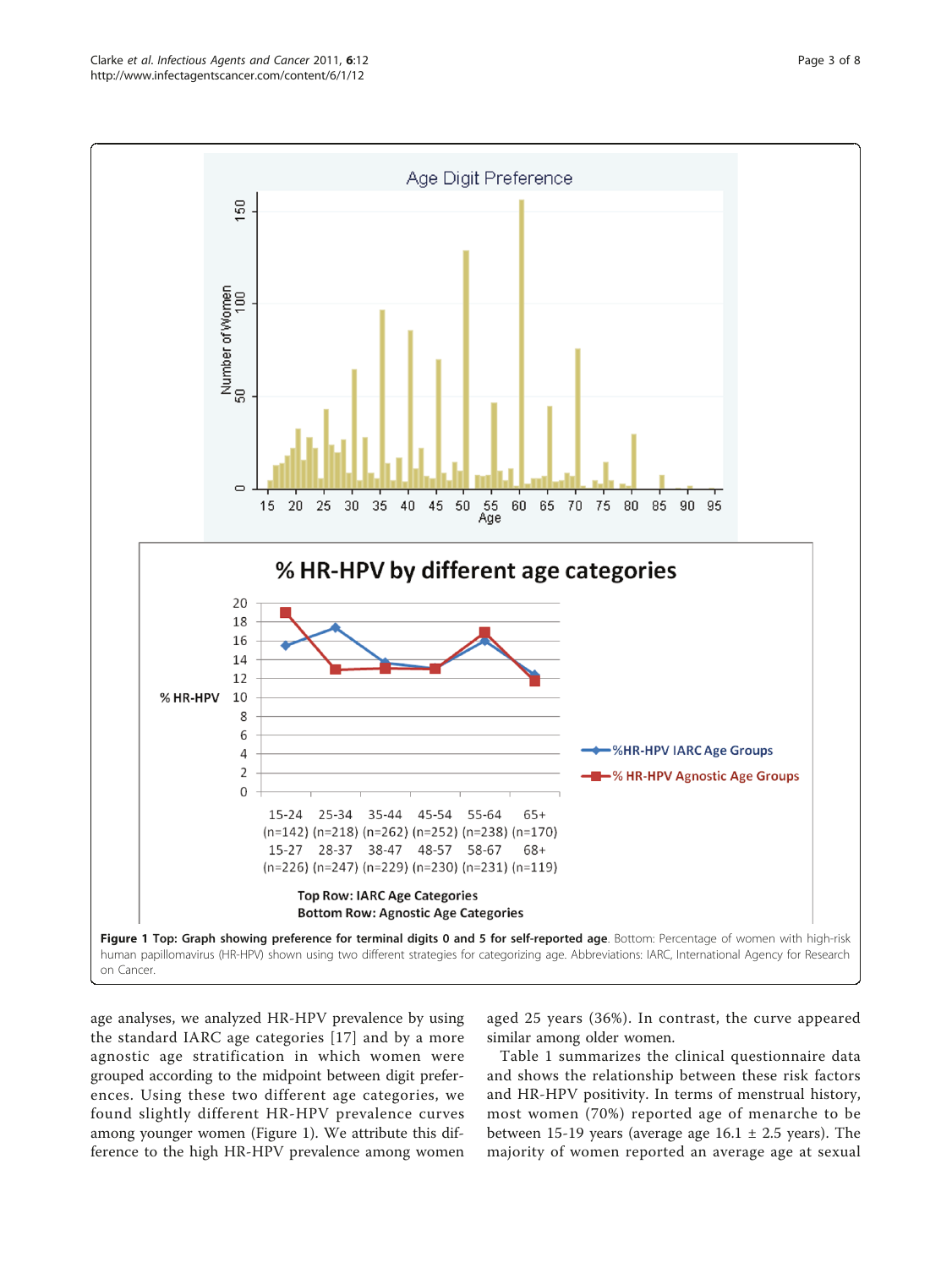**Figure 1 Top: Graph showing preference for terminal digits 0 and 5 for self-reported age**. Bottom: Percentage of women with high-risk human papillomavirus (HR-HPV) shown using two different strategies for categorizing age. Abbreviations: IARC, International Agency for Research on Cancer.

age analyses, we analyzed HR-HPV prevalence by using the standard IARC age categories [17] and by a more agnostic age stratification in which women were grouped according to the midpoint between digit preferences. Using these two different age categories, we found slightly different HR-HPV prevalence curves among younger women (Figure 1). We attribute this difference to the high HR-HPV prevalence among women aged 25 years (36%). In contrast, the curve appeared similar among older women.

Table 1 summarizes the clinical questionnaire data and shows the relationship between these risk factors and HR-HPV positivity. In terms of menstrual history, most women (70%) reported age of menarche to be between 15-19 years (average age 16.1 ± 2.5 years). The majority of women reported an average age at sexual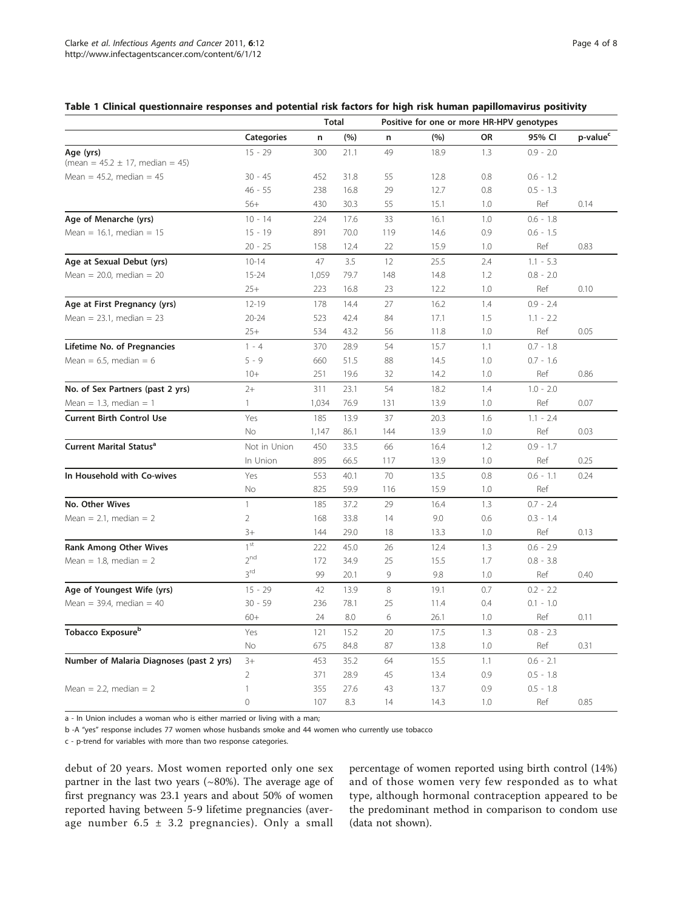**Table 1 Clinical questionnaire responses and potential risk factors for high risk human papillomavirus positivity**

| | | Total | | Positive for one or more HR-HPV genotypes | | | | |
|---|---|---|---|---|---|---|---|---|
| | Categories | n | (%) | n | (%) | OR | 95% CI | p-value[c] |
| **Age (yrs)** (mean = 45.2 ± 17, median = 45) | 15 - 29 | 300 | 21.1 | 49 | 18.9 | 1.3 | 0.9 - 2.0 | |
| Mean = 45.2, median = 45 | 30 - 45 | 452 | 31.8 | 55 | 12.8 | 0.8 | 0.6 - 1.2 | |
| | 46 - 55 | 238 | 16.8 | 29 | 12.7 | 0.8 | 0.5 - 1.3 | |
| | 56+ | 430 | 30.3 | 55 | 15.1 | 1.0 | Ref | 0.14 |
| **Age of Menarche (yrs)** | 10 - 14 | 224 | 17.6 | 33 | 16.1 | 1.0 | 0.6 - 1.8 | |
| Mean = 16.1, median = 15 | 15 - 19 | 891 | 70.0 | 119 | 14.6 | 0.9 | 0.6 - 1.5 | |
| | 20 - 25 | 158 | 12.4 | 22 | 15.9 | 1.0 | Ref | 0.83 |
| **Age at Sexual Debut (yrs)** | 10-14 | 47 | 3.5 | 12 | 25.5 | 2.4 | 1.1 - 5.3 | |
| Mean = 20.0, median = 20 | 15-24 | 1,059 | 79.7 | 148 | 14.8 | 1.2 | 0.8 - 2.0 | |
| | 25+ | 223 | 16.8 | 23 | 12.2 | 1.0 | Ref | 0.10 |
| **Age at First Pregnancy (yrs)** | 12-19 | 178 | 14.4 | 27 | 16.2 | 1.4 | 0.9 - 2.4 | |
| Mean = 23.1, median = 23 | 20-24 | 523 | 42.4 | 84 | 17.1 | 1.5 | 1.1 - 2.2 | |
| | 25+ | 534 | 43.2 | 56 | 11.8 | 1.0 | Ref | 0.05 |
| **Lifetime No. of Pregnancies** | 1 - 4 | 370 | 28.9 | 54 | 15.7 | 1.1 | 0.7 - 1.8 | |
| Mean = 6.5, median = 6 | 5 - 9 | 660 | 51.5 | 88 | 14.5 | 1.0 | 0.7 - 1.6 | |
| | 10+ | 251 | 19.6 | 32 | 14.2 | 1.0 | Ref | 0.86 |
| **No. of Sex Partners (past 2 yrs)** | 2+ | 311 | 23.1 | 54 | 18.2 | 1.4 | 1.0 - 2.0 | |
| Mean = 1.3, median = 1 | 1 | 1,034 | 76.9 | 131 | 13.9 | 1.0 | Ref | 0.07 |
| **Current Birth Control Use** | Yes | 185 | 13.9 | 37 | 20.3 | 1.6 | 1.1 - 2.4 | |
| | No | 1,147 | 86.1 | 144 | 13.9 | 1.0 | Ref | 0.03 |
| **Current Marital Status[a]** | Not in Union | 450 | 33.5 | 66 | 16.4 | 1.2 | 0.9 - 1.7 | |
| | In Union | 895 | 66.5 | 117 | 13.9 | 1.0 | Ref | 0.25 |
| **In Household with Co-wives** | Yes | 553 | 40.1 | 70 | 13.5 | 0.8 | 0.6 - 1.1 | 0.24 |
| | No | 825 | 59.9 | 116 | 15.9 | 1.0 | Ref | |
| **No. Other Wives** | 1 | 185 | 37.2 | 29 | 16.4 | 1.3 | 0.7 - 2.4 | |
| Mean = 2.1, median = 2 | 2 | 168 | 33.8 | 14 | 9.0 | 0.6 | 0.3 - 1.4 | |
| | 3+ | 144 | 29.0 | 18 | 13.3 | 1.0 | Ref | 0.13 |
| **Rank Among Other Wives** | 1st | 222 | 45.0 | 26 | 12.4 | 1.3 | 0.6 - 2.9 | |
| Mean = 1.8, median = 2 | 2nd | 172 | 34.9 | 25 | 15.5 | 1.7 | 0.8 - 3.8 | |
| | 3rd | 99 | 20.1 | 9 | 9.8 | 1.0 | Ref | 0.40 |
| **Age of Youngest Wife (yrs)** | 15 - 29 | 42 | 13.9 | 8 | 19.1 | 0.7 | 0.2 - 2.2 | |
| Mean = 39.4, median = 40 | 30 - 59 | 236 | 78.1 | 25 | 11.4 | 0.4 | 0.1 - 1.0 | |
| | 60+ | 24 | 8.0 | 6 | 26.1 | 1.0 | Ref | 0.11 |
| **Tobacco Exposure[b]** | Yes | 121 | 15.2 | 20 | 17.5 | 1.3 | 0.8 - 2.3 | |
| | No | 675 | 84.8 | 87 | 13.8 | 1.0 | Ref | 0.31 |
| **Number of Malaria Diagnoses (past 2 yrs)** | 3+ | 453 | 35.2 | 64 | 15.5 | 1.1 | 0.6 - 2.1 | |
| | 2 | 371 | 28.9 | 45 | 13.4 | 0.9 | 0.5 - 1.8 | |
| Mean = 2.2, median = 2 | 1 | 355 | 27.6 | 43 | 13.7 | 0.9 | 0.5 - 1.8 | |
| | 0 | 107 | 8.3 | 14 | 14.3 | 1.0 | Ref | 0.85 |

a - In Union includes a woman who is either married or living with a man;

b -A "yes" response includes 77 women whose husbands smoke and 44 women who currently use tobacco

c - p-trend for variables with more than two response categories.

debut of 20 years. Most women reported only one sex partner in the last two years (~80%). The average age of first pregnancy was 23.1 years and about 50% of women reported having between 5-9 lifetime pregnancies (average number 6.5 ± 3.2 pregnancies). Only a small percentage of women reported using birth control (14%) and of those women very few responded as to what type, although hormonal contraception appeared to be the predominant method in comparison to condom use (data not shown).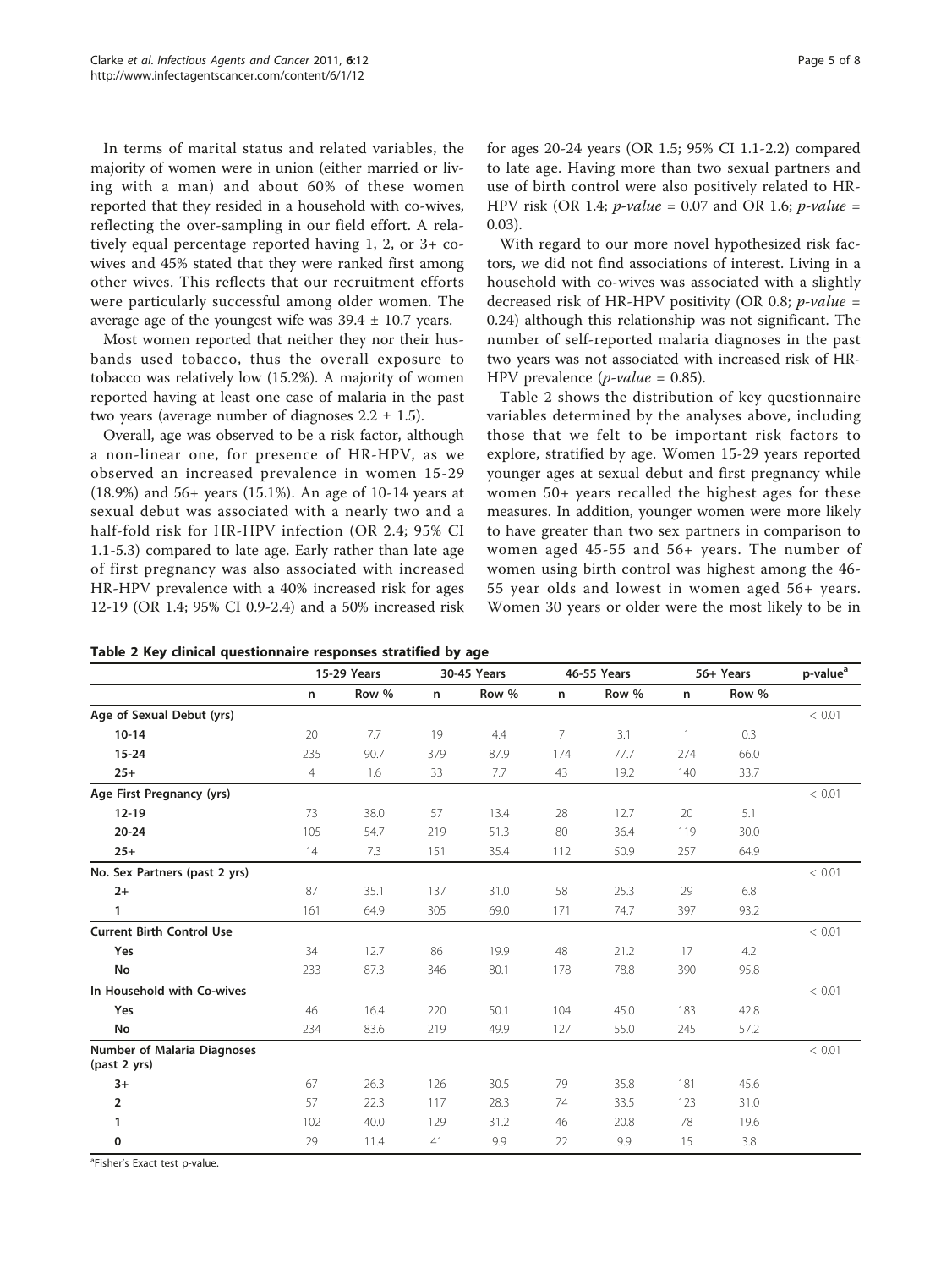In terms of marital status and related variables, the majority of women were in union (either married or living with a man) and about 60% of these women reported that they resided in a household with co-wives, reflecting the over-sampling in our field effort. A relatively equal percentage reported having 1, 2, or 3+ co-wives and 45% stated that they were ranked first among other wives. This reflects that our recruitment efforts were particularly successful among older women. The average age of the youngest wife was 39.4 ± 10.7 years.

Most women reported that neither they nor their husbands used tobacco, thus the overall exposure to tobacco was relatively low (15.2%). A majority of women reported having at least one case of malaria in the past two years (average number of diagnoses 2.2 ± 1.5).

Overall, age was observed to be a risk factor, although a non-linear one, for presence of HR-HPV, as we observed an increased prevalence in women 15-29 (18.9%) and 56+ years (15.1%). An age of 10-14 years at sexual debut was associated with a nearly two and a half-fold risk for HR-HPV infection (OR 2.4; 95% CI 1.1-5.3) compared to late age. Early rather than late age of first pregnancy was also associated with increased HR-HPV prevalence with a 40% increased risk for ages 12-19 (OR 1.4; 95% CI 0.9-2.4) and a 50% increased risk for ages 20-24 years (OR 1.5; 95% CI 1.1-2.2) compared to late age. Having more than two sexual partners and use of birth control were also positively related to HR-HPV risk (OR 1.4; *p-value* = 0.07 and OR 1.6; *p-value* = 0.03).

With regard to our more novel hypothesized risk factors, we did not find associations of interest. Living in a household with co-wives was associated with a slightly decreased risk of HR-HPV positivity (OR 0.8; *p-value* = 0.24) although this relationship was not significant. The number of self-reported malaria diagnoses in the past two years was not associated with increased risk of HR-HPV prevalence (*p-value* = 0.85).

Table 2 shows the distribution of key questionnaire variables determined by the analyses above, including those that we felt to be important risk factors to explore, stratified by age. Women 15-29 years reported younger ages at sexual debut and first pregnancy while women 50+ years recalled the highest ages for these measures. In addition, younger women were more likely to have greater than two sex partners in comparison to women aged 45-55 and 56+ years. The number of women using birth control was highest among the 46-55 year olds and lowest in women aged 56+ years. Women 30 years or older were the most likely to be in

**Table 2 Key clinical questionnaire responses stratified by age**

| | 15-29 Years | | 30-45 Years | | 46-55 Years | | 56+ Years | | p-value[a] |
|---|---|---|---|---|---|---|---|---|---|
| | n | Row % | n | Row % | n | Row % | n | Row % | |
| **Age of Sexual Debut (yrs)** | | | | | | | | | < 0.01 |
| **10-14** | 20 | 7.7 | 19 | 4.4 | 7 | 3.1 | 1 | 0.3 | |
| **15-24** | 235 | 90.7 | 379 | 87.9 | 174 | 77.7 | 274 | 66.0 | |
| **25+** | 4 | 1.6 | 33 | 7.7 | 43 | 19.2 | 140 | 33.7 | |
| **Age First Pregnancy (yrs)** | | | | | | | | | < 0.01 |
| **12-19** | 73 | 38.0 | 57 | 13.4 | 28 | 12.7 | 20 | 5.1 | |
| **20-24** | 105 | 54.7 | 219 | 51.3 | 80 | 36.4 | 119 | 30.0 | |
| **25+** | 14 | 7.3 | 151 | 35.4 | 112 | 50.9 | 257 | 64.9 | |
| **No. Sex Partners (past 2 yrs)** | | | | | | | | | < 0.01 |
| **2+** | 87 | 35.1 | 137 | 31.0 | 58 | 25.3 | 29 | 6.8 | |
| **1** | 161 | 64.9 | 305 | 69.0 | 171 | 74.7 | 397 | 93.2 | |
| **Current Birth Control Use** | | | | | | | | | < 0.01 |
| **Yes** | 34 | 12.7 | 86 | 19.9 | 48 | 21.2 | 17 | 4.2 | |
| **No** | 233 | 87.3 | 346 | 80.1 | 178 | 78.8 | 390 | 95.8 | |
| **In Household with Co-wives** | | | | | | | | | < 0.01 |
| **Yes** | 46 | 16.4 | 220 | 50.1 | 104 | 45.0 | 183 | 42.8 | |
| **No** | 234 | 83.6 | 219 | 49.9 | 127 | 55.0 | 245 | 57.2 | |
| **Number of Malaria Diagnoses (past 2 yrs)** | | | | | | | | | < 0.01 |
| **3+** | 67 | 26.3 | 126 | 30.5 | 79 | 35.8 | 181 | 45.6 | |
| **2** | 57 | 22.3 | 117 | 28.3 | 74 | 33.5 | 123 | 31.0 | |
| **1** | 102 | 40.0 | 129 | 31.2 | 46 | 20.8 | 78 | 19.6 | |
| **0** | 29 | 11.4 | 41 | 9.9 | 22 | 9.9 | 15 | 3.8 | |

[a]Fisher's Exact test p-value.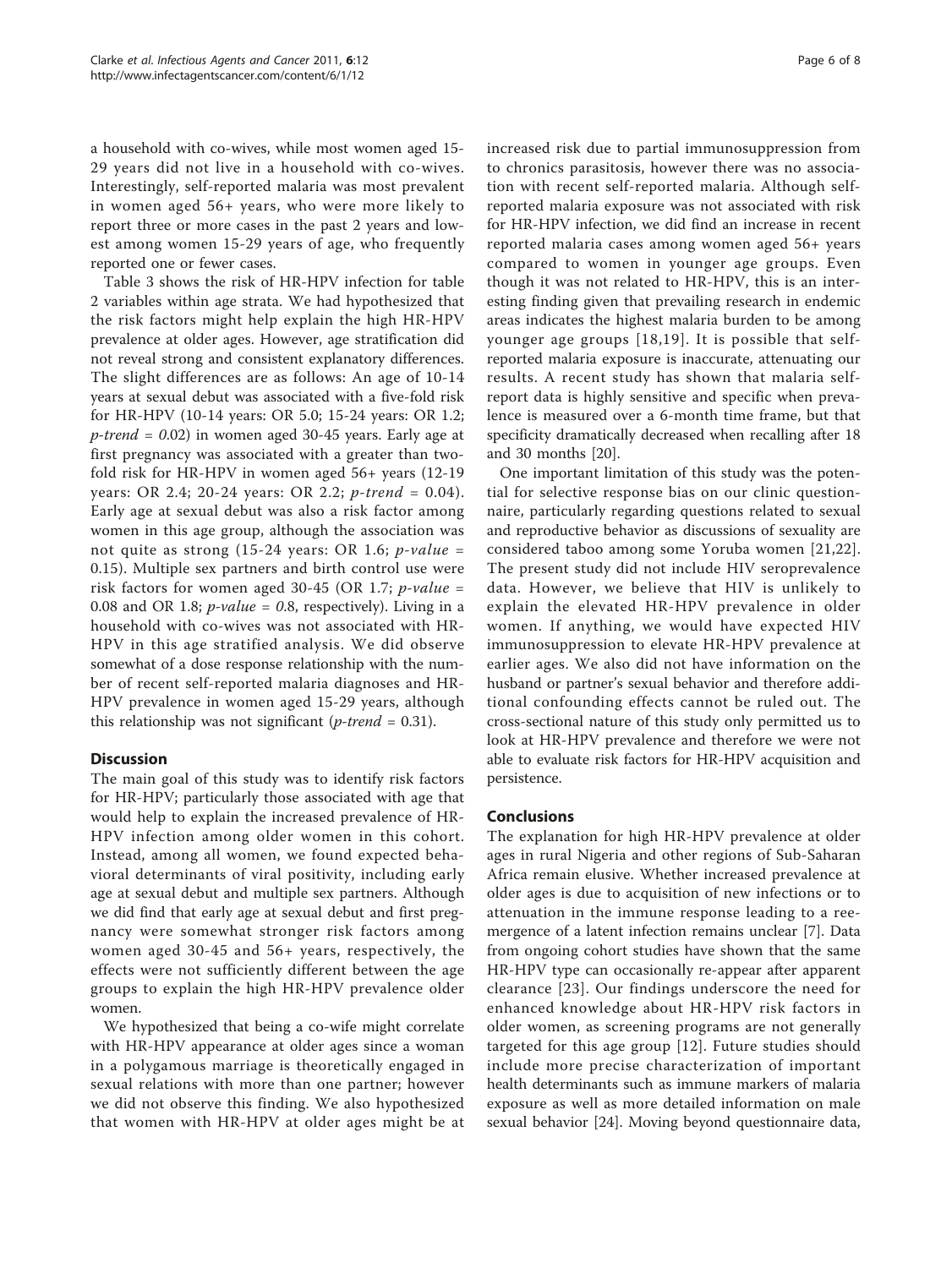a household with co-wives, while most women aged 15-29 years did not live in a household with co-wives. Interestingly, self-reported malaria was most prevalent in women aged 56+ years, who were more likely to report three or more cases in the past 2 years and lowest among women 15-29 years of age, who frequently reported one or fewer cases.

Table 3 shows the risk of HR-HPV infection for table 2 variables within age strata. We had hypothesized that the risk factors might help explain the high HR-HPV prevalence at older ages. However, age stratification did not reveal strong and consistent explanatory differences. The slight differences are as follows: An age of 10-14 years at sexual debut was associated with a five-fold risk for HR-HPV (10-14 years: OR 5.0; 15-24 years: OR 1.2; *p-trend* = 0.02) in women aged 30-45 years. Early age at first pregnancy was associated with a greater than two-fold risk for HR-HPV in women aged 56+ years (12-19 years: OR 2.4; 20-24 years: OR 2.2; *p-trend* = 0.04). Early age at sexual debut was also a risk factor among women in this age group, although the association was not quite as strong (15-24 years: OR 1.6; *p-value* = 0.15). Multiple sex partners and birth control use were risk factors for women aged 30-45 (OR 1.7; *p-value* = 0.08 and OR 1.8; *p-value* = 0.8, respectively). Living in a household with co-wives was not associated with HR-HPV in this age stratified analysis. We did observe somewhat of a dose response relationship with the number of recent self-reported malaria diagnoses and HR-HPV prevalence in women aged 15-29 years, although this relationship was not significant (*p-trend* = 0.31).

## Discussion

The main goal of this study was to identify risk factors for HR-HPV; particularly those associated with age that would help to explain the increased prevalence of HR-HPV infection among older women in this cohort. Instead, among all women, we found expected behavioral determinants of viral positivity, including early age at sexual debut and multiple sex partners. Although we did find that early age at sexual debut and first pregnancy were somewhat stronger risk factors among women aged 30-45 and 56+ years, respectively, the effects were not sufficiently different between the age groups to explain the high HR-HPV prevalence older women.

We hypothesized that being a co-wife might correlate with HR-HPV appearance at older ages since a woman in a polygamous marriage is theoretically engaged in sexual relations with more than one partner; however we did not observe this finding. We also hypothesized that women with HR-HPV at older ages might be at increased risk due to partial immunosuppression from to chronics parasitosis, however there was no association with recent self-reported malaria. Although self-reported malaria exposure was not associated with risk for HR-HPV infection, we did find an increase in recent reported malaria cases among women aged 56+ years compared to women in younger age groups. Even though it was not related to HR-HPV, this is an interesting finding given that prevailing research in endemic areas indicates the highest malaria burden to be among younger age groups [18,19]. It is possible that self-reported malaria exposure is inaccurate, attenuating our results. A recent study has shown that malaria self-report data is highly sensitive and specific when prevalence is measured over a 6-month time frame, but that specificity dramatically decreased when recalling after 18 and 30 months [20].

One important limitation of this study was the potential for selective response bias on our clinic questionnaire, particularly regarding questions related to sexual and reproductive behavior as discussions of sexuality are considered taboo among some Yoruba women [21,22]. The present study did not include HIV seroprevalence data. However, we believe that HIV is unlikely to explain the elevated HR-HPV prevalence in older women. If anything, we would have expected HIV immunosuppression to elevate HR-HPV prevalence at earlier ages. We also did not have information on the husband or partner's sexual behavior and therefore additional confounding effects cannot be ruled out. The cross-sectional nature of this study only permitted us to look at HR-HPV prevalence and therefore we were not able to evaluate risk factors for HR-HPV acquisition and persistence.

## Conclusions

The explanation for high HR-HPV prevalence at older ages in rural Nigeria and other regions of Sub-Saharan Africa remain elusive. Whether increased prevalence at older ages is due to acquisition of new infections or to attenuation in the immune response leading to a reemergence of a latent infection remains unclear [7]. Data from ongoing cohort studies have shown that the same HR-HPV type can occasionally re-appear after apparent clearance [23]. Our findings underscore the need for enhanced knowledge about HR-HPV risk factors in older women, as screening programs are not generally targeted for this age group [12]. Future studies should include more precise characterization of important health determinants such as immune markers of malaria exposure as well as more detailed information on male sexual behavior [24]. Moving beyond questionnaire data,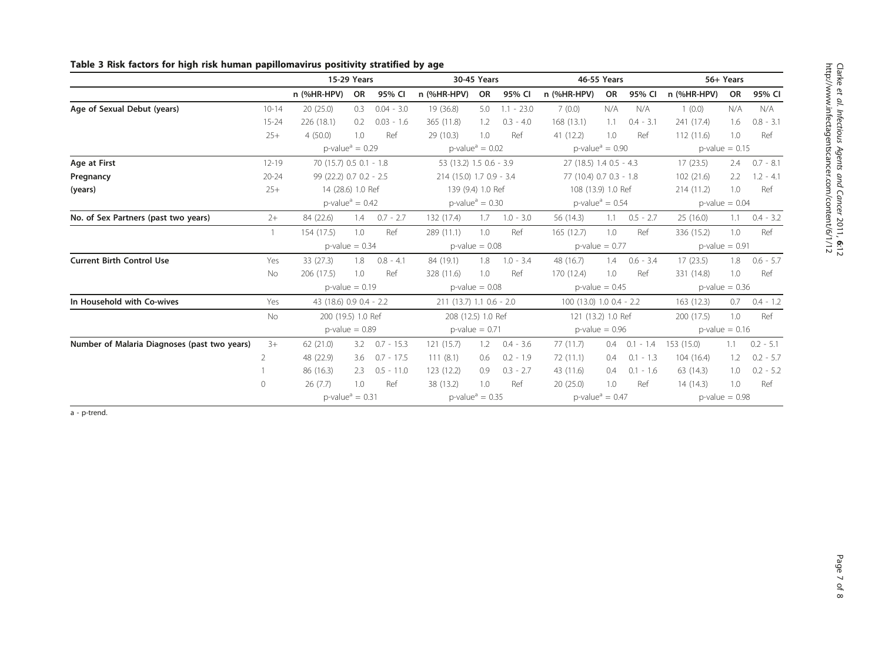**Table 3 Risk factors for high risk human papillomavirus positivity stratified by age**

| | | 15-29 Years | | | 30-45 Years | | | 46-55 Years | | | 56+ Years | | |
|---|---|---|---|---|---|---|---|---|---|---|---|---|---|
| | | n (%HR-HPV) | OR | 95% CI | n (%HR-HPV) | OR | 95% CI | n (%HR-HPV) | OR | 95% CI | n (%HR-HPV) | OR | 95% CI |
| **Age of Sexual Debut (years)** | 10-14 | 20 (25.0) | 0.3 | 0.04 - 3.0 | 19 (36.8) | 5.0 | 1.1 - 23.0 | 7 (0.0) | N/A | N/A | 1 (0.0) | N/A | N/A |
| | 15-24 | 226 (18.1) | 0.2 | 0.03 - 1.6 | 365 (11.8) | 1.2 | 0.3 - 4.0 | 168 (13.1) | 1.1 | 0.4 - 3.1 | 241 (17.4) | 1.6 | 0.8 - 3.1 |
| | 25+ | 4 (50.0) | 1.0 | Ref | 29 (10.3) | 1.0 | Ref | 41 (12.2) | 1.0 | Ref | 112 (11.6) | 1.0 | Ref |
| | | p-value[a] = 0.29 | | | p-value[a] = 0.02 | | | p-value[a] = 0.90 | | | p-value = 0.15 | | |
| **Age at First Pregnancy (years)** | 12-19 | 70 (15.7) | 0.5 | 0.1 - 1.8 | 53 (13.2) | 1.5 | 0.6 - 3.9 | 27 (18.5) | 1.4 | 0.5 - 4.3 | 17 (23.5) | 2.4 | 0.7 - 8.1 |
| | 20-24 | 99 (22.2) | 0.7 | 0.2 - 2.5 | 214 (15.0) | 1.7 | 0.9 - 3.4 | 77 (10.4) | 0.7 | 0.3 - 1.8 | 102 (21.6) | 2.2 | 1.2 - 4.1 |
| | 25+ | 14 (28.6) | 1.0 | Ref | 139 (9.4) | 1.0 | Ref | 108 (13.9) | 1.0 | Ref | 214 (11.2) | 1.0 | Ref |
| | | p-value[a] = 0.42 | | | p-value[a] = 0.30 | | | p-value[a] = 0.54 | | | p-value = 0.04 | | |
| **No. of Sex Partners (past two years)** | 2+ | 84 (22.6) | 1.4 | 0.7 - 2.7 | 132 (17.4) | 1.7 | 1.0 - 3.0 | 56 (14.3) | 1.1 | 0.5 - 2.7 | 25 (16.0) | 1.1 | 0.4 - 3.2 |
| | 1 | 154 (17.5) | 1.0 | Ref | 289 (11.1) | 1.0 | Ref | 165 (12.7) | 1.0 | Ref | 336 (15.2) | 1.0 | Ref |
| | | p-value = 0.34 | | | p-value = 0.08 | | | p-value = 0.77 | | | p-value = 0.91 | | |
| **Current Birth Control Use** | Yes | 33 (27.3) | 1.8 | 0.8 - 4.1 | 84 (19.1) | 1.8 | 1.0 - 3.4 | 48 (16.7) | 1.4 | 0.6 - 3.4 | 17 (23.5) | 1.8 | 0.6 - 5.7 |
| | No | 206 (17.5) | 1.0 | Ref | 328 (11.6) | 1.0 | Ref | 170 (12.4) | 1.0 | Ref | 331 (14.8) | 1.0 | Ref |
| | | p-value = 0.19 | | | p-value = 0.08 | | | p-value = 0.45 | | | p-value = 0.36 | | |
| **In Household with Co-wives** | Yes | 43 (18.6) | 0.9 | 0.4 - 2.2 | 211 (13.7) | 1.1 | 0.6 - 2.0 | 100 (13.0) | 1.0 | 0.4 - 2.2 | 163 (12.3) | 0.7 | 0.4 - 1.2 |
| | No | 200 (19.5) | 1.0 | Ref | 208 (12.5) | 1.0 | Ref | 121 (13.2) | 1.0 | Ref | 200 (17.5) | 1.0 | Ref |
| | | p-value = 0.89 | | | p-value = 0.71 | | | p-value = 0.96 | | | p-value = 0.16 | | |
| **Number of Malaria Diagnoses (past two years)** | 3+ | 62 (21.0) | 3.2 | 0.7 - 15.3 | 121 (15.7) | 1.2 | 0.4 - 3.6 | 77 (11.7) | 0.4 | 0.1 - 1.4 | 153 (15.0) | 1.1 | 0.2 - 5.1 |
| | 2 | 48 (22.9) | 3.6 | 0.7 - 17.5 | 111 (8.1) | 0.6 | 0.2 - 1.9 | 72 (11.1) | 0.4 | 0.1 - 1.3 | 104 (16.4) | 1.2 | 0.2 - 5.7 |
| | 1 | 86 (16.3) | 2.3 | 0.5 - 11.0 | 123 (12.2) | 0.9 | 0.3 - 2.7 | 43 (11.6) | 0.4 | 0.1 - 1.6 | 63 (14.3) | 1.0 | 0.2 - 5.2 |
| | 0 | 26 (7.7) | 1.0 | Ref | 38 (13.2) | 1.0 | Ref | 20 (25.0) | 1.0 | Ref | 14 (14.3) | 1.0 | Ref |
| | | p-value[a] = 0.31 | | | p-value[a] = 0.35 | | | p-value[a] = 0.47 | | | p-value = 0.98 | | |

a - p-trend.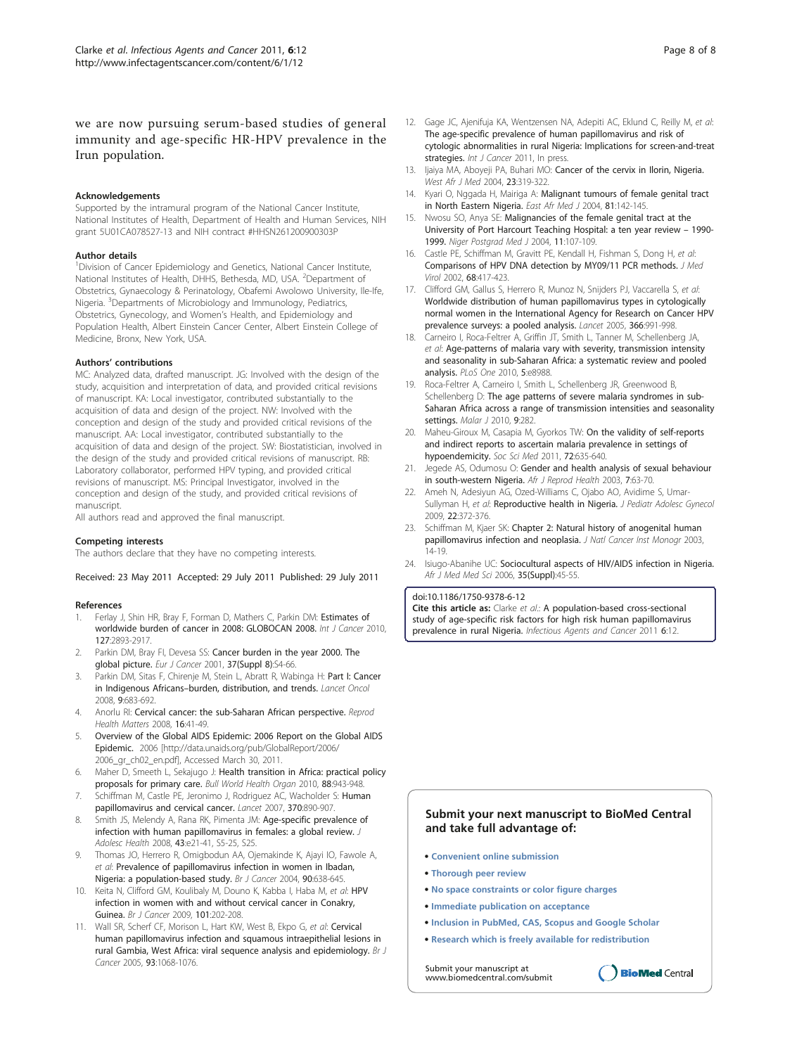we are now pursuing serum-based studies of general immunity and age-specific HR-HPV prevalence in the Irun population.

#### Acknowledgements

Supported by the intramural program of the National Cancer Institute, National Institutes of Health, Department of Health and Human Services, NIH grant 5U01CA078527-13 and NIH contract #HHSN261200900303P

#### Author details

[1]Division of Cancer Epidemiology and Genetics, National Cancer Institute, National Institutes of Health, DHHS, Bethesda, MD, USA. [2]Department of Obstetrics, Gynaecology & Perinatology, Obafemi Awolowo University, Ile-Ife, Nigeria. [3]Departments of Microbiology and Immunology, Pediatrics, Obstetrics, Gynecology, and Women's Health, and Epidemiology and Population Health, Albert Einstein Cancer Center, Albert Einstein College of Medicine, Bronx, New York, USA.

#### Authors' contributions

MC: Analyzed data, drafted manuscript. JG: Involved with the design of the study, acquisition and interpretation of data, and provided critical revisions of manuscript. KA: Local investigator, contributed substantially to the acquisition of data and design of the project. NW: Involved with the conception and design of the study and provided critical revisions of the manuscript. AA: Local investigator, contributed substantially to the acquisition of data and design of the project. SW: Biostatistician, involved in the design of the study and provided critical revisions of manuscript. RB: Laboratory collaborator, performed HPV typing, and provided critical revisions of manuscript. MS: Principal Investigator, involved in the conception and design of the study, and provided critical revisions of manuscript.

All authors read and approved the final manuscript.

#### Competing interests

The authors declare that they have no competing interests.

Received: 23 May 2011 Accepted: 29 July 2011 Published: 29 July 2011

#### References

1. Ferlay J, Shin HR, Bray F, Forman D, Mathers C, Parkin DM: **Estimates of worldwide burden of cancer in 2008: GLOBOCAN 2008.** *Int J Cancer* 2010, **127**:2893-2917.
2. Parkin DM, Bray FI, Devesa SS: **Cancer burden in the year 2000. The global picture.** *Eur J Cancer* 2001, **37(Suppl 8)**:S4-66.
3. Parkin DM, Sitas F, Chirenje M, Stein L, Abratt R, Wabinga H: **Part I: Cancer in Indigenous Africans–burden, distribution, and trends.** *Lancet Oncol* 2008, **9**:683-692.
4. Anorlu RI: **Cervical cancer: the sub-Saharan African perspective.** *Reprod Health Matters* 2008, **16**:41-49.
5. **Overview of the Global AIDS Epidemic: 2006 Report on the Global AIDS Epidemic.** 2006 [http://data.unaids.org/pub/GlobalReport/2006/2006_gr_ch02_en.pdf], Accessed March 30, 2011.
6. Maher D, Smeeth L, Sekajugo J: **Health transition in Africa: practical policy proposals for primary care.** *Bull World Health Organ* 2010, **88**:943-948.
7. Schiffman M, Castle PE, Jeronimo J, Rodriguez AC, Wacholder S: **Human papillomavirus and cervical cancer.** *Lancet* 2007, **370**:890-907.
8. Smith JS, Melendy A, Rana RK, Pimenta JM: **Age-specific prevalence of infection with human papillomavirus in females: a global review.** *J Adolesc Health* 2008, **43**:e21-41, S5-25, S25.
9. Thomas JO, Herrero R, Omigbodun AA, Ojemakinde K, Ajayi IO, Fawole A, *et al*: **Prevalence of papillomavirus infection in women in Ibadan, Nigeria: a population-based study.** *Br J Cancer* 2004, **90**:638-645.
10. Keita N, Clifford GM, Koulibaly M, Douno K, Kabba I, Haba M, *et al*: **HPV infection in women with and without cervical cancer in Conakry, Guinea.** *Br J Cancer* 2009, **101**:202-208.
11. Wall SR, Scherf CF, Morison L, Hart KW, West B, Ekpo G, *et al*: **Cervical human papillomavirus infection and squamous intraepithelial lesions in rural Gambia, West Africa: viral sequence analysis and epidemiology.** *Br J Cancer* 2005, **93**:1068-1076.
12. Gage JC, Ajenifuja KA, Wentzensen NA, Adepiti AC, Eklund C, Reilly M, *et al*: **The age-specific prevalence of human papillomavirus and risk of cytologic abnormalities in rural Nigeria: Implications for screen-and-treat strategies.** *Int J Cancer* 2011, In press.
13. Ijaiya MA, Aboyeji PA, Buhari MO: **Cancer of the cervix in Ilorin, Nigeria.** *West Afr J Med* 2004, **23**:319-322.
14. Kyari O, Nggada H, Mairiga A: **Malignant tumours of female genital tract in North Eastern Nigeria.** *East Afr Med J* 2004, **81**:142-145.
15. Nwosu SO, Anya SE: **Malignancies of the female genital tract at the University of Port Harcourt Teaching Hospital: a ten year review – 1990-1999.** *Niger Postgrad Med J* 2004, **11**:107-109.
16. Castle PE, Schiffman M, Gravitt PE, Kendall H, Fishman S, Dong H, *et al*: **Comparisons of HPV DNA detection by MY09/11 PCR methods.** *J Med Virol* 2002, **68**:417-423.
17. Clifford GM, Gallus S, Herrero R, Munoz N, Snijders PJ, Vaccarella S, *et al*: **Worldwide distribution of human papillomavirus types in cytologically normal women in the International Agency for Research on Cancer HPV prevalence surveys: a pooled analysis.** *Lancet* 2005, **366**:991-998.
18. Carneiro I, Roca-Feltrer A, Griffin JT, Smith L, Tanner M, Schellenberg JA, *et al*: **Age-patterns of malaria vary with severity, transmission intensity and seasonality in sub-Saharan Africa: a systematic review and pooled analysis.** *PLoS One* 2010, **5**:e8988.
19. Roca-Feltrer A, Carneiro I, Smith L, Schellenberg JR, Greenwood B, Schellenberg D: **The age patterns of severe malaria syndromes in sub-Saharan Africa across a range of transmission intensities and seasonality settings.** *Malar J* 2010, **9**:282.
20. Maheu-Giroux M, Casapia M, Gyorkos TW: **On the validity of self-reports and indirect reports to ascertain malaria prevalence in settings of hypoendemicity.** *Soc Sci Med* 2011, **72**:635-640.
21. Jegede AS, Odumosu O: **Gender and health analysis of sexual behaviour in south-western Nigeria.** *Afr J Reprod Health* 2003, **7**:63-70.
22. Ameh N, Adesiyun AG, Ozed-Williams C, Ojabo AO, Avidime S, Umar-Sullyman H, *et al*: **Reproductive health in Nigeria.** *J Pediatr Adolesc Gynecol* 2009, **22**:372-376.
23. Schiffman M, Kjaer SK: **Chapter 2: Natural history of anogenital human papillomavirus infection and neoplasia.** *J Natl Cancer Inst Monogr* 2003, 14-19.
24. Isiugo-Abanihe UC: **Sociocultural aspects of HIV/AIDS infection in Nigeria.** *Afr J Med Med Sci* 2006, **35(Suppl)**:45-55.

doi:10.1186/1750-9378-6-12

**Cite this article as:** Clarke *et al.*: A population-based cross-sectional study of age-specific risk factors for high risk human papillomavirus prevalence in rural Nigeria. *Infectious Agents and Cancer* 2011 **6**:12.

**Submit your next manuscript to BioMed Central and take full advantage of:**

- Convenient online submission
- Thorough peer review
- No space constraints or color figure charges
- Immediate publication on acceptance
- Inclusion in PubMed, CAS, Scopus and Google Scholar
- Research which is freely available for redistribution

Submit your manuscript at www.biomedcentral.com/submit

BioMed Central